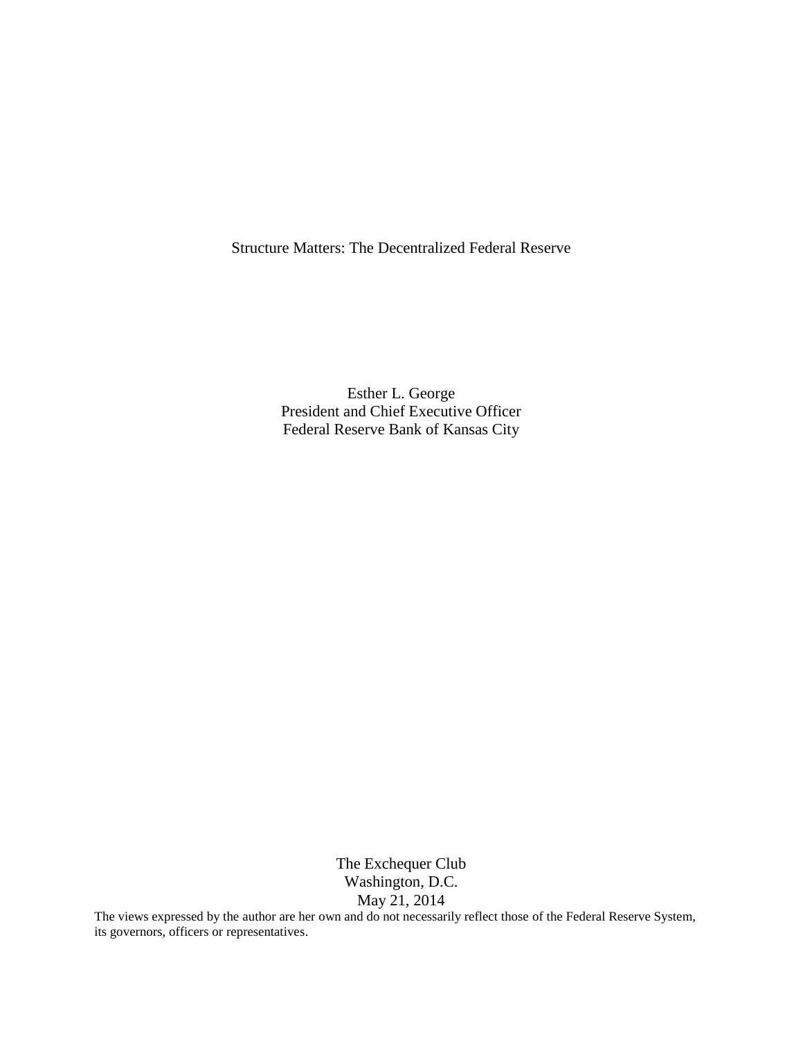# Structure Matters: The Decentralized Federal Reserve

Esther L. George
President and Chief Executive Officer
Federal Reserve Bank of Kansas City

The Exchequer Club
Washington, D.C.
May 21, 2014

The views expressed by the author are her own and do not necessarily reflect those of the Federal Reserve System, its governors, officers or representatives.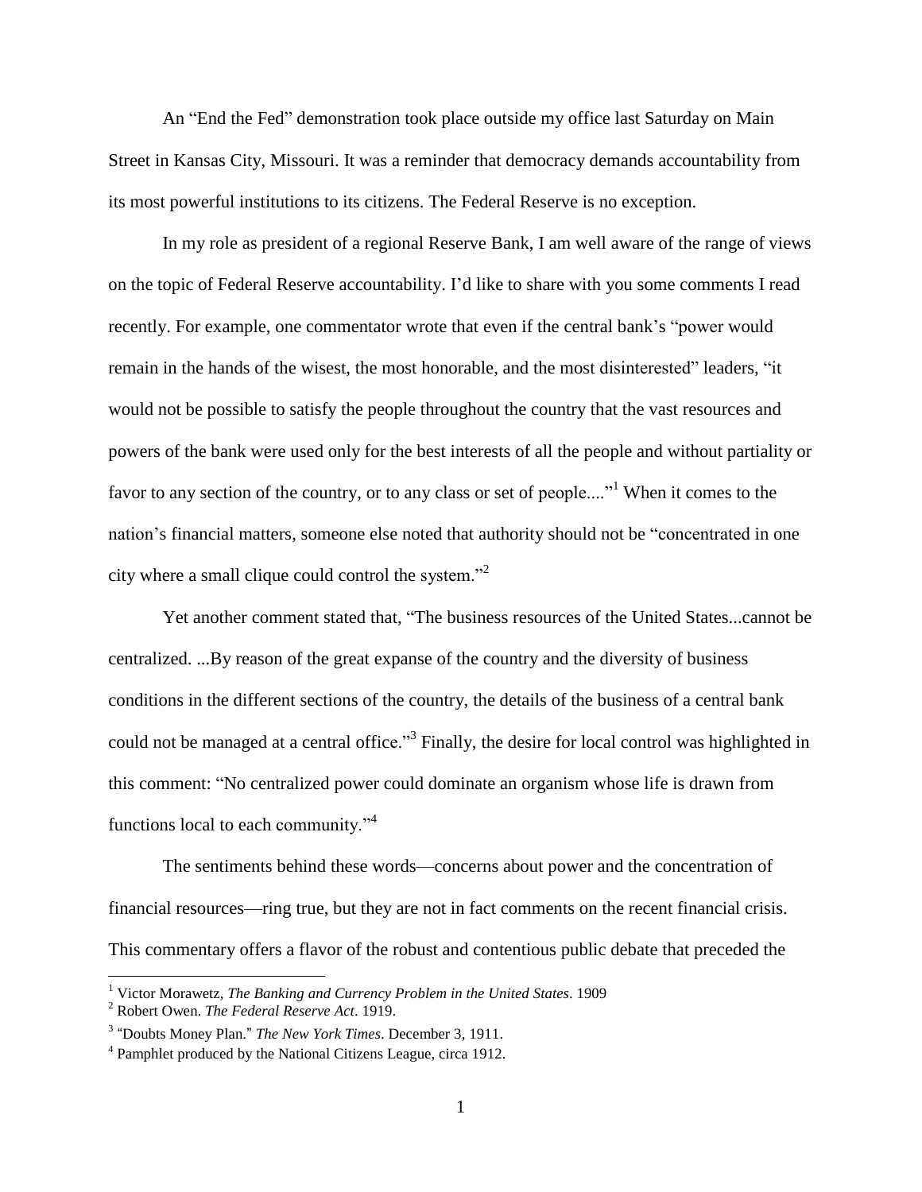An "End the Fed" demonstration took place outside my office last Saturday on Main Street in Kansas City, Missouri. It was a reminder that democracy demands accountability from its most powerful institutions to its citizens. The Federal Reserve is no exception.

In my role as president of a regional Reserve Bank, I am well aware of the range of views on the topic of Federal Reserve accountability. I'd like to share with you some comments I read recently. For example, one commentator wrote that even if the central bank's "power would remain in the hands of the wisest, the most honorable, and the most disinterested" leaders, "it would not be possible to satisfy the people throughout the country that the vast resources and powers of the bank were used only for the best interests of all the people and without partiality or favor to any section of the country, or to any class or set of people...."[1] When it comes to the nation's financial matters, someone else noted that authority should not be "concentrated in one city where a small clique could control the system."[2]

Yet another comment stated that, "The business resources of the United States...cannot be centralized. ...By reason of the great expanse of the country and the diversity of business conditions in the different sections of the country, the details of the business of a central bank could not be managed at a central office."[3] Finally, the desire for local control was highlighted in this comment: "No centralized power could dominate an organism whose life is drawn from functions local to each community."[4]

The sentiments behind these words—concerns about power and the concentration of financial resources—ring true, but they are not in fact comments on the recent financial crisis. This commentary offers a flavor of the robust and contentious public debate that preceded the

---

[1] Victor Morawetz, *The Banking and Currency Problem in the United States*. 1909

[2] Robert Owen. *The Federal Reserve Act*. 1919.

[3] "Doubts Money Plan." *The New York Times*. December 3, 1911.

[4] Pamphlet produced by the National Citizens League, circa 1912.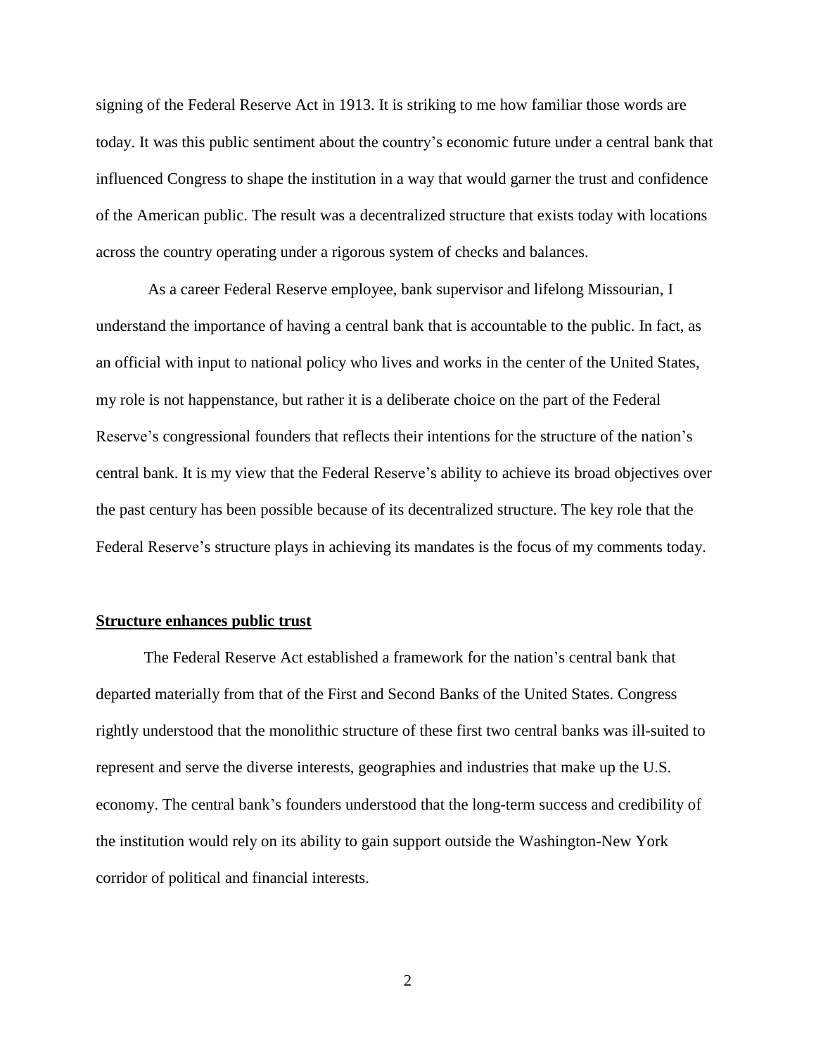signing of the Federal Reserve Act in 1913. It is striking to me how familiar those words are today. It was this public sentiment about the country's economic future under a central bank that influenced Congress to shape the institution in a way that would garner the trust and confidence of the American public. The result was a decentralized structure that exists today with locations across the country operating under a rigorous system of checks and balances.

As a career Federal Reserve employee, bank supervisor and lifelong Missourian, I understand the importance of having a central bank that is accountable to the public. In fact, as an official with input to national policy who lives and works in the center of the United States, my role is not happenstance, but rather it is a deliberate choice on the part of the Federal Reserve's congressional founders that reflects their intentions for the structure of the nation's central bank. It is my view that the Federal Reserve's ability to achieve its broad objectives over the past century has been possible because of its decentralized structure. The key role that the Federal Reserve's structure plays in achieving its mandates is the focus of my comments today.

## Structure enhances public trust

The Federal Reserve Act established a framework for the nation's central bank that departed materially from that of the First and Second Banks of the United States. Congress rightly understood that the monolithic structure of these first two central banks was ill-suited to represent and serve the diverse interests, geographies and industries that make up the U.S. economy. The central bank's founders understood that the long-term success and credibility of the institution would rely on its ability to gain support outside the Washington-New York corridor of political and financial interests.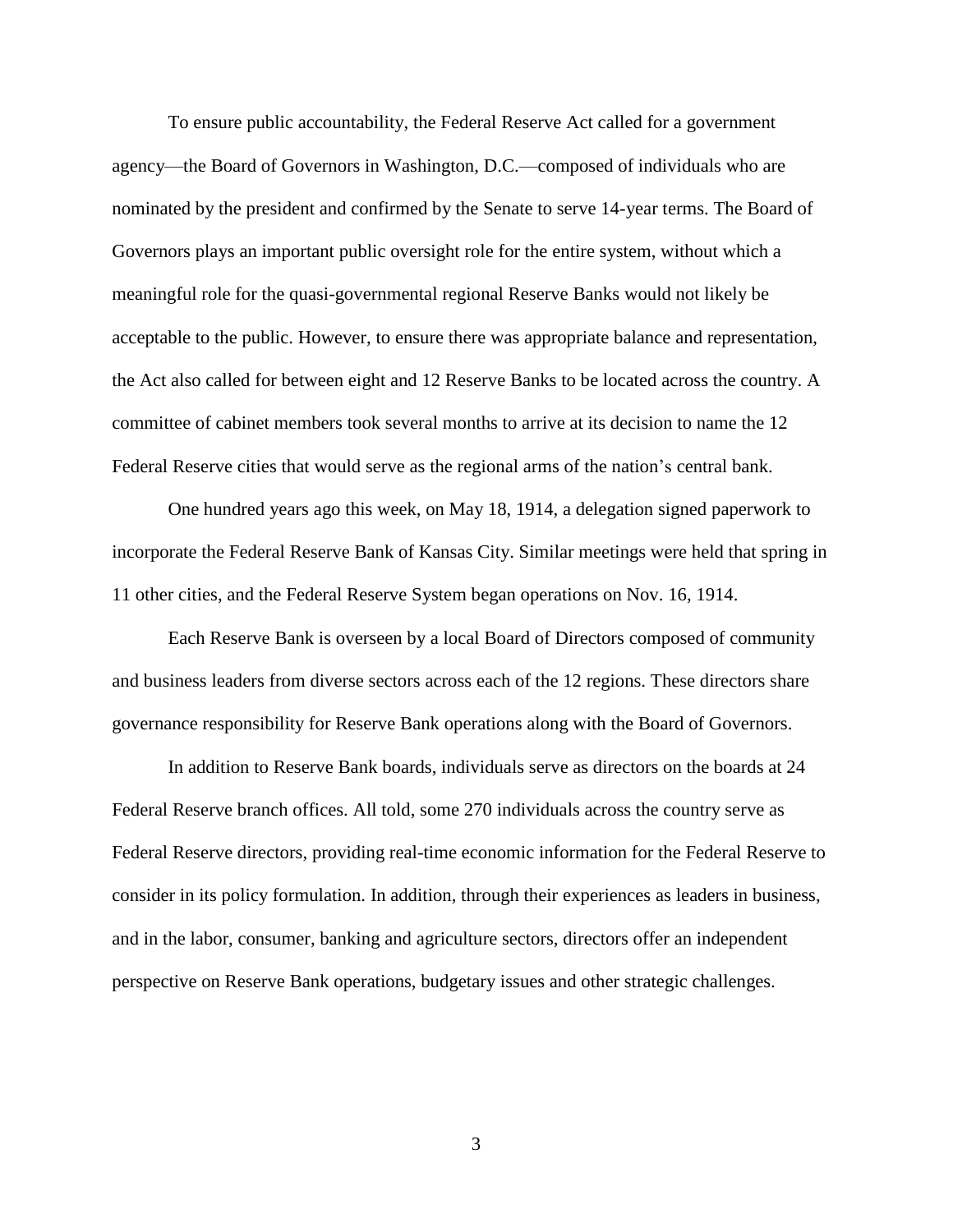To ensure public accountability, the Federal Reserve Act called for a government agency—the Board of Governors in Washington, D.C.—composed of individuals who are nominated by the president and confirmed by the Senate to serve 14-year terms. The Board of Governors plays an important public oversight role for the entire system, without which a meaningful role for the quasi-governmental regional Reserve Banks would not likely be acceptable to the public. However, to ensure there was appropriate balance and representation, the Act also called for between eight and 12 Reserve Banks to be located across the country. A committee of cabinet members took several months to arrive at its decision to name the 12 Federal Reserve cities that would serve as the regional arms of the nation's central bank.

One hundred years ago this week, on May 18, 1914, a delegation signed paperwork to incorporate the Federal Reserve Bank of Kansas City. Similar meetings were held that spring in 11 other cities, and the Federal Reserve System began operations on Nov. 16, 1914.

Each Reserve Bank is overseen by a local Board of Directors composed of community and business leaders from diverse sectors across each of the 12 regions. These directors share governance responsibility for Reserve Bank operations along with the Board of Governors.

In addition to Reserve Bank boards, individuals serve as directors on the boards at 24 Federal Reserve branch offices. All told, some 270 individuals across the country serve as Federal Reserve directors, providing real-time economic information for the Federal Reserve to consider in its policy formulation. In addition, through their experiences as leaders in business, and in the labor, consumer, banking and agriculture sectors, directors offer an independent perspective on Reserve Bank operations, budgetary issues and other strategic challenges.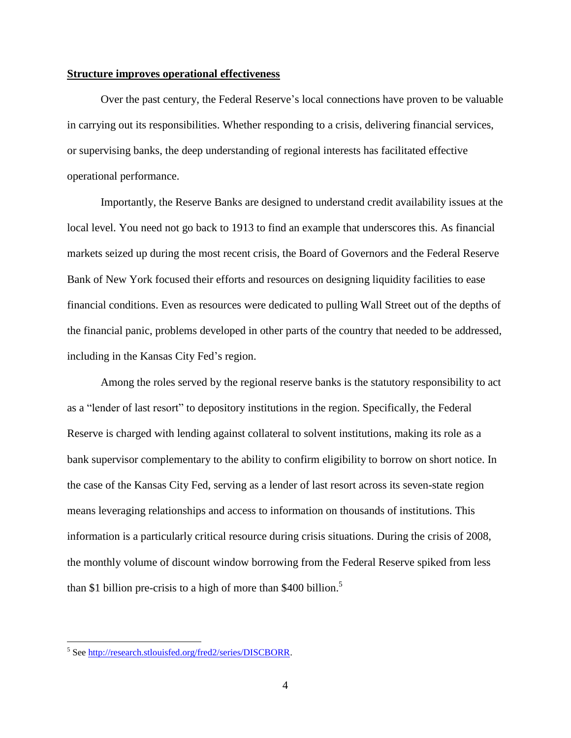**Structure improves operational effectiveness**

Over the past century, the Federal Reserve's local connections have proven to be valuable in carrying out its responsibilities. Whether responding to a crisis, delivering financial services, or supervising banks, the deep understanding of regional interests has facilitated effective operational performance.

Importantly, the Reserve Banks are designed to understand credit availability issues at the local level. You need not go back to 1913 to find an example that underscores this. As financial markets seized up during the most recent crisis, the Board of Governors and the Federal Reserve Bank of New York focused their efforts and resources on designing liquidity facilities to ease financial conditions. Even as resources were dedicated to pulling Wall Street out of the depths of the financial panic, problems developed in other parts of the country that needed to be addressed, including in the Kansas City Fed's region.

Among the roles served by the regional reserve banks is the statutory responsibility to act as a "lender of last resort" to depository institutions in the region. Specifically, the Federal Reserve is charged with lending against collateral to solvent institutions, making its role as a bank supervisor complementary to the ability to confirm eligibility to borrow on short notice. In the case of the Kansas City Fed, serving as a lender of last resort across its seven-state region means leveraging relationships and access to information on thousands of institutions. This information is a particularly critical resource during crisis situations. During the crisis of 2008, the monthly volume of discount window borrowing from the Federal Reserve spiked from less than $1 billion pre-crisis to a high of more than $400 billion.[5]

---

[5] See http://research.stlouisfed.org/fred2/series/DISCBORR.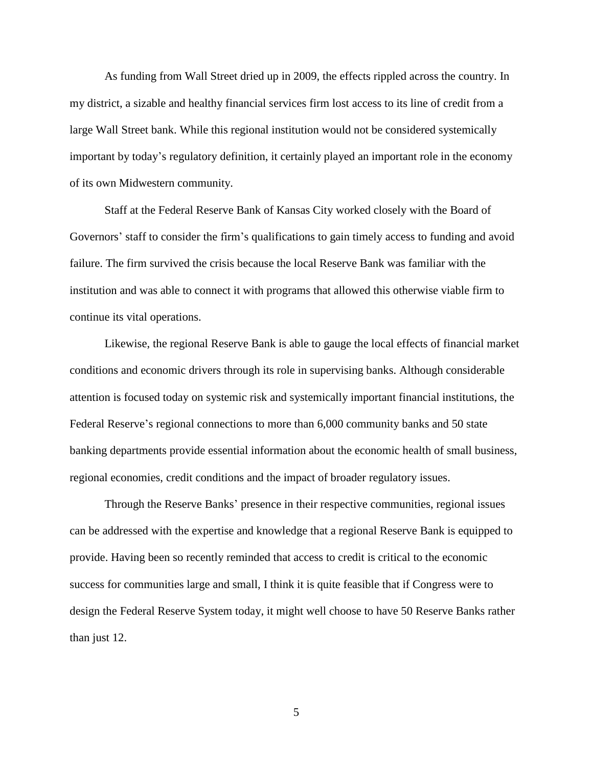As funding from Wall Street dried up in 2009, the effects rippled across the country. In my district, a sizable and healthy financial services firm lost access to its line of credit from a large Wall Street bank. While this regional institution would not be considered systemically important by today's regulatory definition, it certainly played an important role in the economy of its own Midwestern community.

Staff at the Federal Reserve Bank of Kansas City worked closely with the Board of Governors' staff to consider the firm's qualifications to gain timely access to funding and avoid failure. The firm survived the crisis because the local Reserve Bank was familiar with the institution and was able to connect it with programs that allowed this otherwise viable firm to continue its vital operations.

Likewise, the regional Reserve Bank is able to gauge the local effects of financial market conditions and economic drivers through its role in supervising banks. Although considerable attention is focused today on systemic risk and systemically important financial institutions, the Federal Reserve's regional connections to more than 6,000 community banks and 50 state banking departments provide essential information about the economic health of small business, regional economies, credit conditions and the impact of broader regulatory issues.

Through the Reserve Banks' presence in their respective communities, regional issues can be addressed with the expertise and knowledge that a regional Reserve Bank is equipped to provide. Having been so recently reminded that access to credit is critical to the economic success for communities large and small, I think it is quite feasible that if Congress were to design the Federal Reserve System today, it might well choose to have 50 Reserve Banks rather than just 12.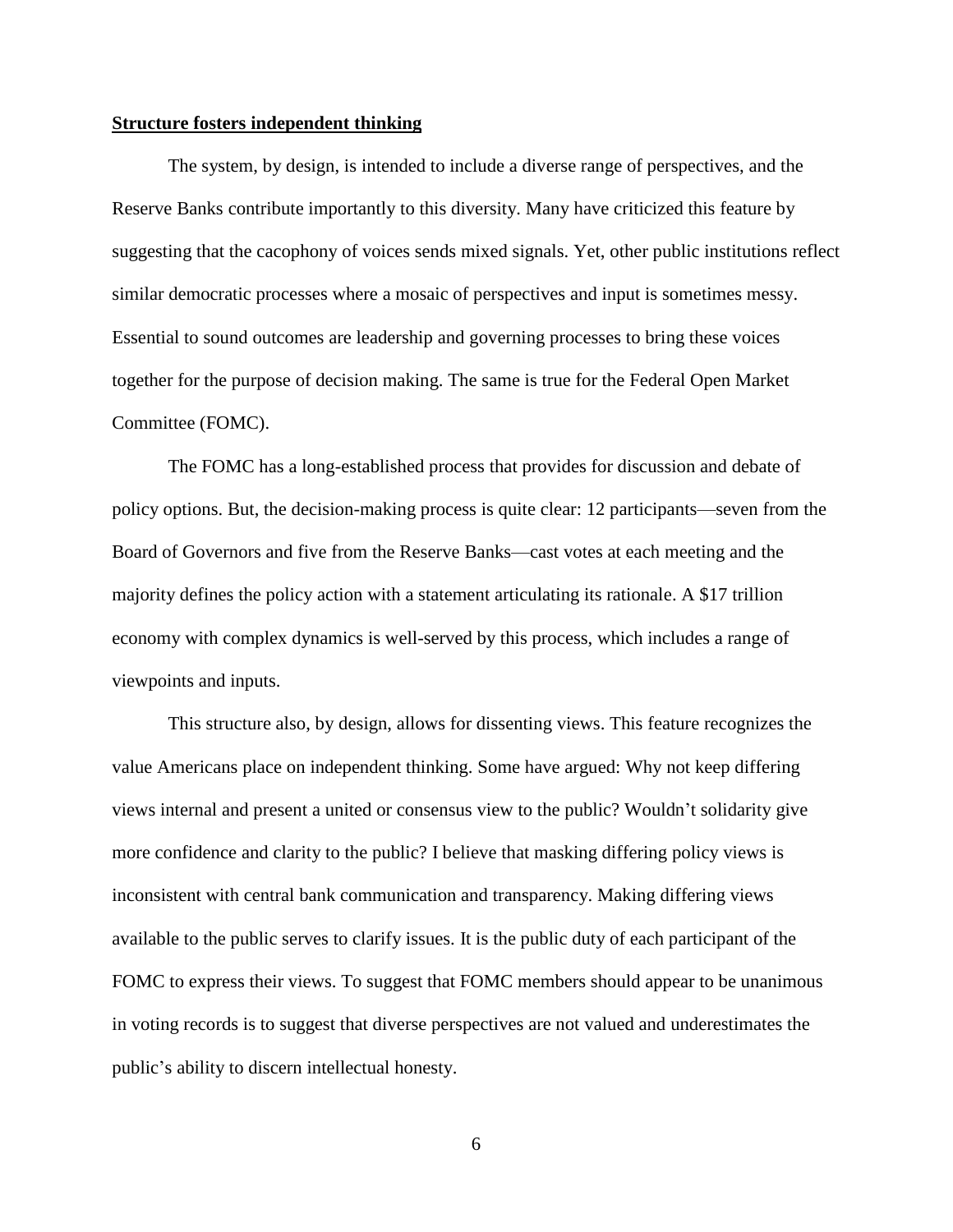**Structure fosters independent thinking**

The system, by design, is intended to include a diverse range of perspectives, and the Reserve Banks contribute importantly to this diversity. Many have criticized this feature by suggesting that the cacophony of voices sends mixed signals. Yet, other public institutions reflect similar democratic processes where a mosaic of perspectives and input is sometimes messy. Essential to sound outcomes are leadership and governing processes to bring these voices together for the purpose of decision making. The same is true for the Federal Open Market Committee (FOMC).

The FOMC has a long-established process that provides for discussion and debate of policy options. But, the decision-making process is quite clear: 12 participants—seven from the Board of Governors and five from the Reserve Banks—cast votes at each meeting and the majority defines the policy action with a statement articulating its rationale. A $17 trillion economy with complex dynamics is well-served by this process, which includes a range of viewpoints and inputs.

This structure also, by design, allows for dissenting views. This feature recognizes the value Americans place on independent thinking. Some have argued: Why not keep differing views internal and present a united or consensus view to the public? Wouldn't solidarity give more confidence and clarity to the public? I believe that masking differing policy views is inconsistent with central bank communication and transparency. Making differing views available to the public serves to clarify issues. It is the public duty of each participant of the FOMC to express their views. To suggest that FOMC members should appear to be unanimous in voting records is to suggest that diverse perspectives are not valued and underestimates the public's ability to discern intellectual honesty.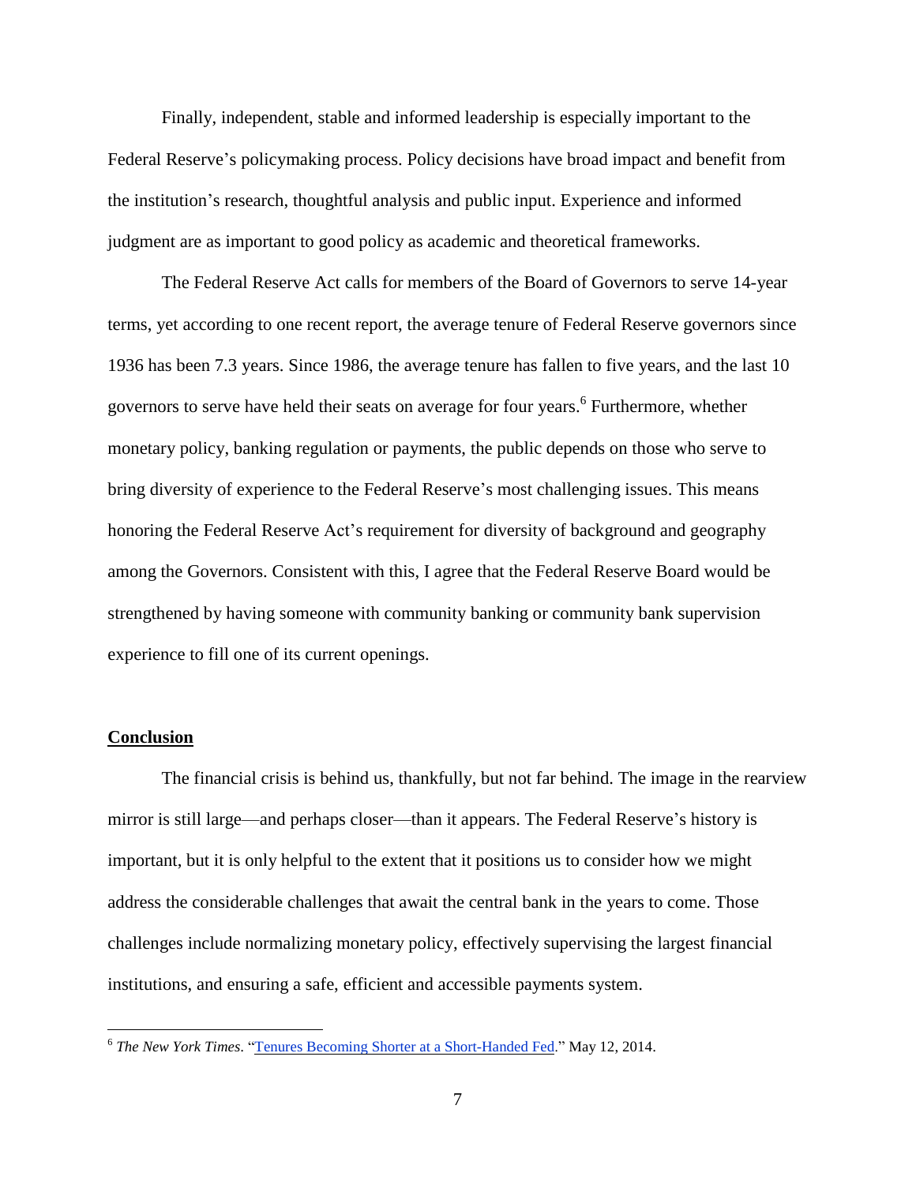Finally, independent, stable and informed leadership is especially important to the Federal Reserve's policymaking process. Policy decisions have broad impact and benefit from the institution's research, thoughtful analysis and public input. Experience and informed judgment are as important to good policy as academic and theoretical frameworks.

The Federal Reserve Act calls for members of the Board of Governors to serve 14-year terms, yet according to one recent report, the average tenure of Federal Reserve governors since 1936 has been 7.3 years. Since 1986, the average tenure has fallen to five years, and the last 10 governors to serve have held their seats on average for four years.[6] Furthermore, whether monetary policy, banking regulation or payments, the public depends on those who serve to bring diversity of experience to the Federal Reserve's most challenging issues. This means honoring the Federal Reserve Act's requirement for diversity of background and geography among the Governors. Consistent with this, I agree that the Federal Reserve Board would be strengthened by having someone with community banking or community bank supervision experience to fill one of its current openings.

## Conclusion

The financial crisis is behind us, thankfully, but not far behind. The image in the rearview mirror is still large—and perhaps closer—than it appears. The Federal Reserve's history is important, but it is only helpful to the extent that it positions us to consider how we might address the considerable challenges that await the central bank in the years to come. Those challenges include normalizing monetary policy, effectively supervising the largest financial institutions, and ensuring a safe, efficient and accessible payments system.

---

[6] *The New York Times*. "Tenures Becoming Shorter at a Short-Handed Fed." May 12, 2014.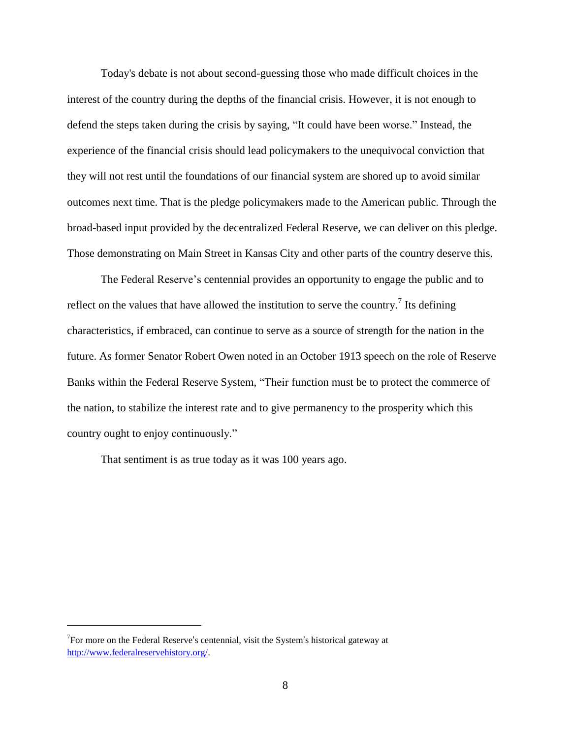Today's debate is not about second-guessing those who made difficult choices in the interest of the country during the depths of the financial crisis. However, it is not enough to defend the steps taken during the crisis by saying, "It could have been worse." Instead, the experience of the financial crisis should lead policymakers to the unequivocal conviction that they will not rest until the foundations of our financial system are shored up to avoid similar outcomes next time. That is the pledge policymakers made to the American public. Through the broad-based input provided by the decentralized Federal Reserve, we can deliver on this pledge. Those demonstrating on Main Street in Kansas City and other parts of the country deserve this.

The Federal Reserve's centennial provides an opportunity to engage the public and to reflect on the values that have allowed the institution to serve the country.[7] Its defining characteristics, if embraced, can continue to serve as a source of strength for the nation in the future. As former Senator Robert Owen noted in an October 1913 speech on the role of Reserve Banks within the Federal Reserve System, "Their function must be to protect the commerce of the nation, to stabilize the interest rate and to give permanency to the prosperity which this country ought to enjoy continuously."

That sentiment is as true today as it was 100 years ago.

---

[7]For more on the Federal Reserve's centennial, visit the System's historical gateway at http://www.federalreservehistory.org/.